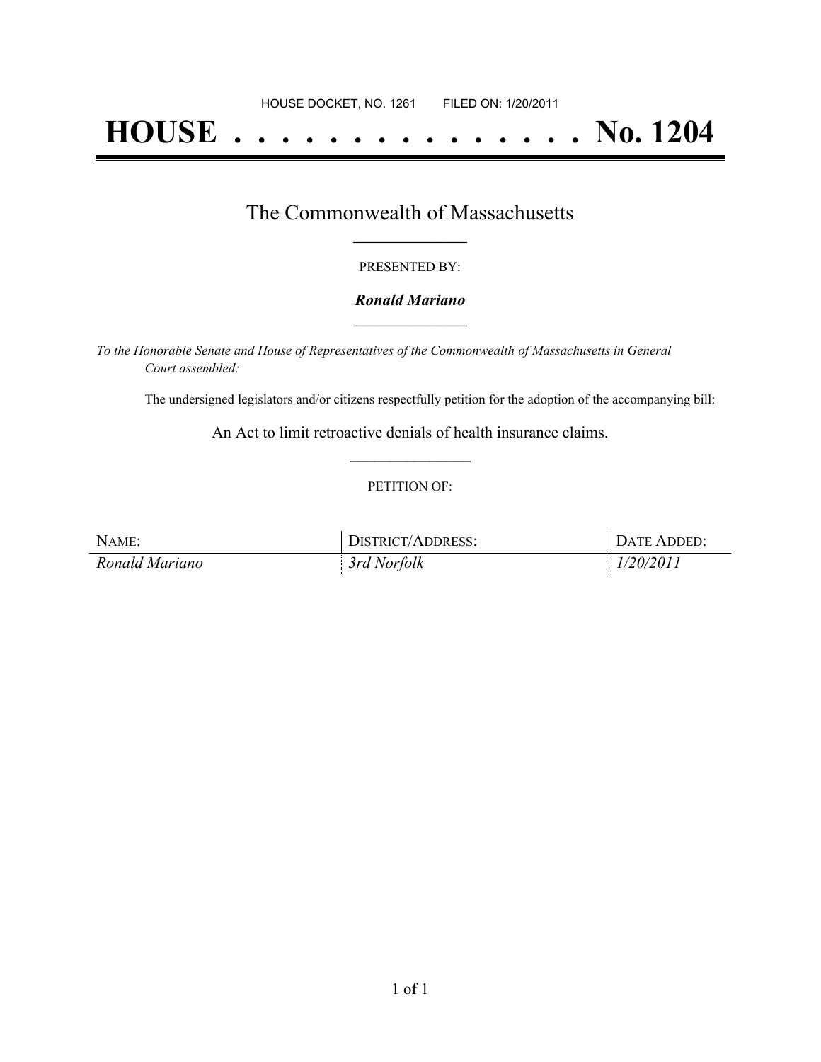HOUSE DOCKET, NO. 1261 FILED ON: 1/20/2011

# HOUSE . . . . . . . . . . . . . . . No. 1204

## The Commonwealth of Massachusetts

PRESENTED BY:

***Ronald Mariano***

*To the Honorable Senate and House of Representatives of the Commonwealth of Massachusetts in General Court assembled:*

The undersigned legislators and/or citizens respectfully petition for the adoption of the accompanying bill:

An Act to limit retroactive denials of health insurance claims.

PETITION OF:

| NAME: | DISTRICT/ADDRESS: | DATE ADDED: |
|---|---|---|
| *Ronald Mariano* | *3rd Norfolk* | *1/20/2011* |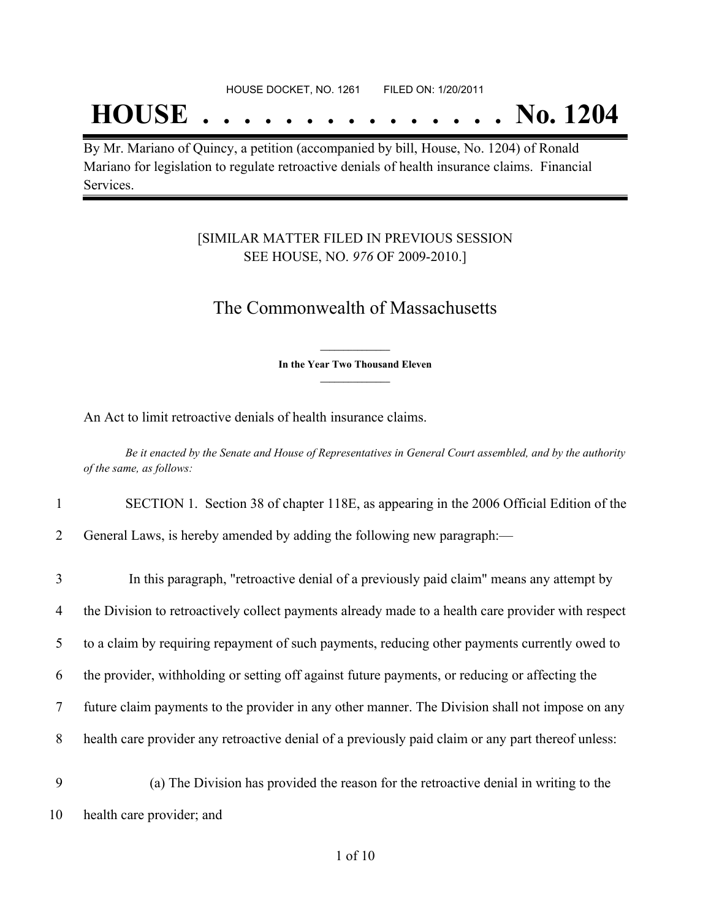HOUSE DOCKET, NO. 1261        FILED ON: 1/20/2011

# HOUSE . . . . . . . . . . . . . . . No. 1204

By Mr. Mariano of Quincy, a petition (accompanied by bill, House, No. 1204) of Ronald Mariano for legislation to regulate retroactive denials of health insurance claims. Financial Services.

[SIMILAR MATTER FILED IN PREVIOUS SESSION
SEE HOUSE, NO. *976* OF 2009-2010.]

## The Commonwealth of Massachusetts

**In the Year Two Thousand Eleven**

An Act to limit retroactive denials of health insurance claims.

*Be it enacted by the Senate and House of Representatives in General Court assembled, and by the authority of the same, as follows:*

1 SECTION 1. Section 38 of chapter 118E, as appearing in the 2006 Official Edition of the
2 General Laws, is hereby amended by adding the following new paragraph:—

3 In this paragraph, "retroactive denial of a previously paid claim" means any attempt by
4 the Division to retroactively collect payments already made to a health care provider with respect
5 to a claim by requiring repayment of such payments, reducing other payments currently owed to
6 the provider, withholding or setting off against future payments, or reducing or affecting the
7 future claim payments to the provider in any other manner. The Division shall not impose on any
8 health care provider any retroactive denial of a previously paid claim or any part thereof unless:

9 (a) The Division has provided the reason for the retroactive denial in writing to the
10 health care provider; and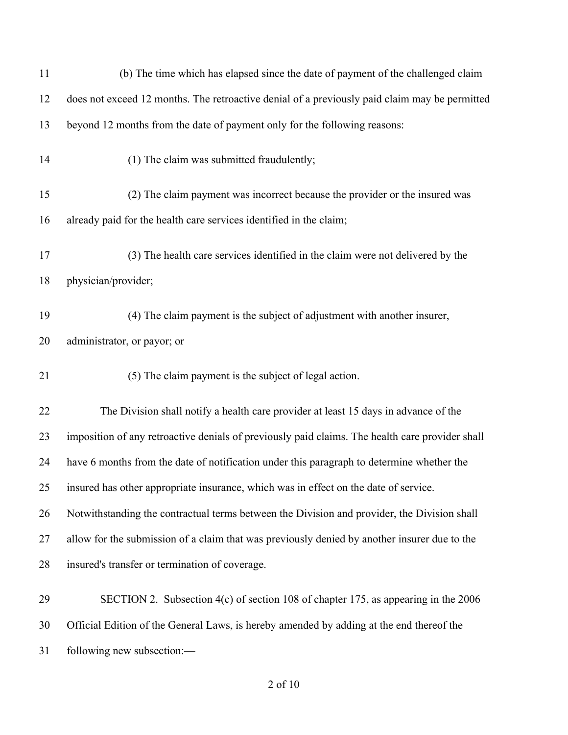(b) The time which has elapsed since the date of payment of the challenged claim does not exceed 12 months. The retroactive denial of a previously paid claim may be permitted beyond 12 months from the date of payment only for the following reasons:

(1) The claim was submitted fraudulently;

(2) The claim payment was incorrect because the provider or the insured was already paid for the health care services identified in the claim;

(3) The health care services identified in the claim were not delivered by the physician/provider;

(4) The claim payment is the subject of adjustment with another insurer, administrator, or payor; or

(5) The claim payment is the subject of legal action.

The Division shall notify a health care provider at least 15 days in advance of the imposition of any retroactive denials of previously paid claims. The health care provider shall have 6 months from the date of notification under this paragraph to determine whether the insured has other appropriate insurance, which was in effect on the date of service. Notwithstanding the contractual terms between the Division and provider, the Division shall allow for the submission of a claim that was previously denied by another insurer due to the insured's transfer or termination of coverage.

SECTION 2. Subsection 4(c) of section 108 of chapter 175, as appearing in the 2006 Official Edition of the General Laws, is hereby amended by adding at the end thereof the following new subsection:—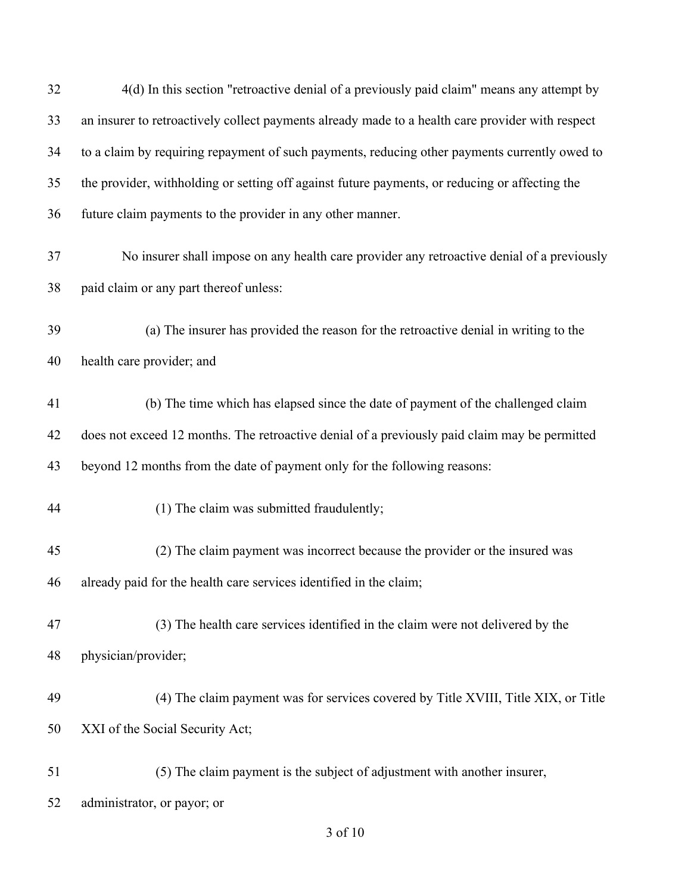4(d) In this section "retroactive denial of a previously paid claim" means any attempt by an insurer to retroactively collect payments already made to a health care provider with respect to a claim by requiring repayment of such payments, reducing other payments currently owed to the provider, withholding or setting off against future payments, or reducing or affecting the future claim payments to the provider in any other manner.

No insurer shall impose on any health care provider any retroactive denial of a previously paid claim or any part thereof unless:

(a) The insurer has provided the reason for the retroactive denial in writing to the health care provider; and

(b) The time which has elapsed since the date of payment of the challenged claim does not exceed 12 months. The retroactive denial of a previously paid claim may be permitted beyond 12 months from the date of payment only for the following reasons:

(1) The claim was submitted fraudulently;

(2) The claim payment was incorrect because the provider or the insured was already paid for the health care services identified in the claim;

(3) The health care services identified in the claim were not delivered by the physician/provider;

(4) The claim payment was for services covered by Title XVIII, Title XIX, or Title XXI of the Social Security Act;

(5) The claim payment is the subject of adjustment with another insurer, administrator, or payor; or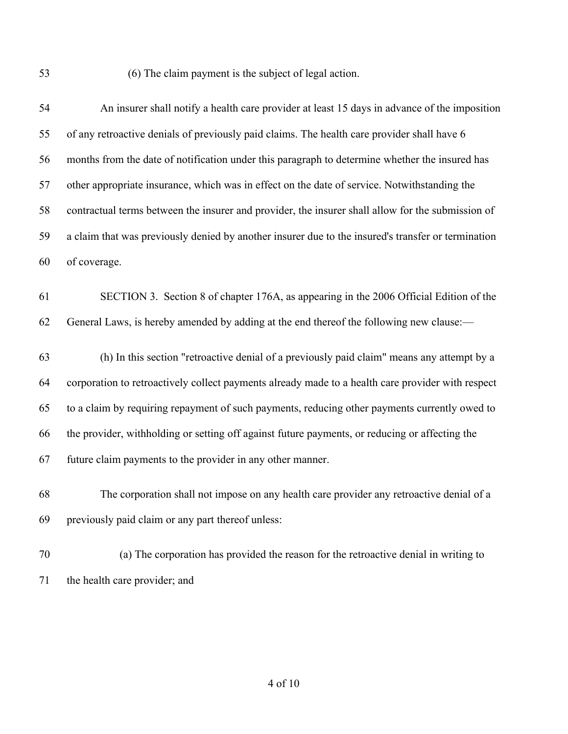(6) The claim payment is the subject of legal action.

An insurer shall notify a health care provider at least 15 days in advance of the imposition of any retroactive denials of previously paid claims. The health care provider shall have 6 months from the date of notification under this paragraph to determine whether the insured has other appropriate insurance, which was in effect on the date of service. Notwithstanding the contractual terms between the insurer and provider, the insurer shall allow for the submission of a claim that was previously denied by another insurer due to the insured's transfer or termination of coverage.

SECTION 3. Section 8 of chapter 176A, as appearing in the 2006 Official Edition of the General Laws, is hereby amended by adding at the end thereof the following new clause:—

(h) In this section "retroactive denial of a previously paid claim" means any attempt by a corporation to retroactively collect payments already made to a health care provider with respect to a claim by requiring repayment of such payments, reducing other payments currently owed to the provider, withholding or setting off against future payments, or reducing or affecting the future claim payments to the provider in any other manner.

The corporation shall not impose on any health care provider any retroactive denial of a previously paid claim or any part thereof unless:

(a) The corporation has provided the reason for the retroactive denial in writing to the health care provider; and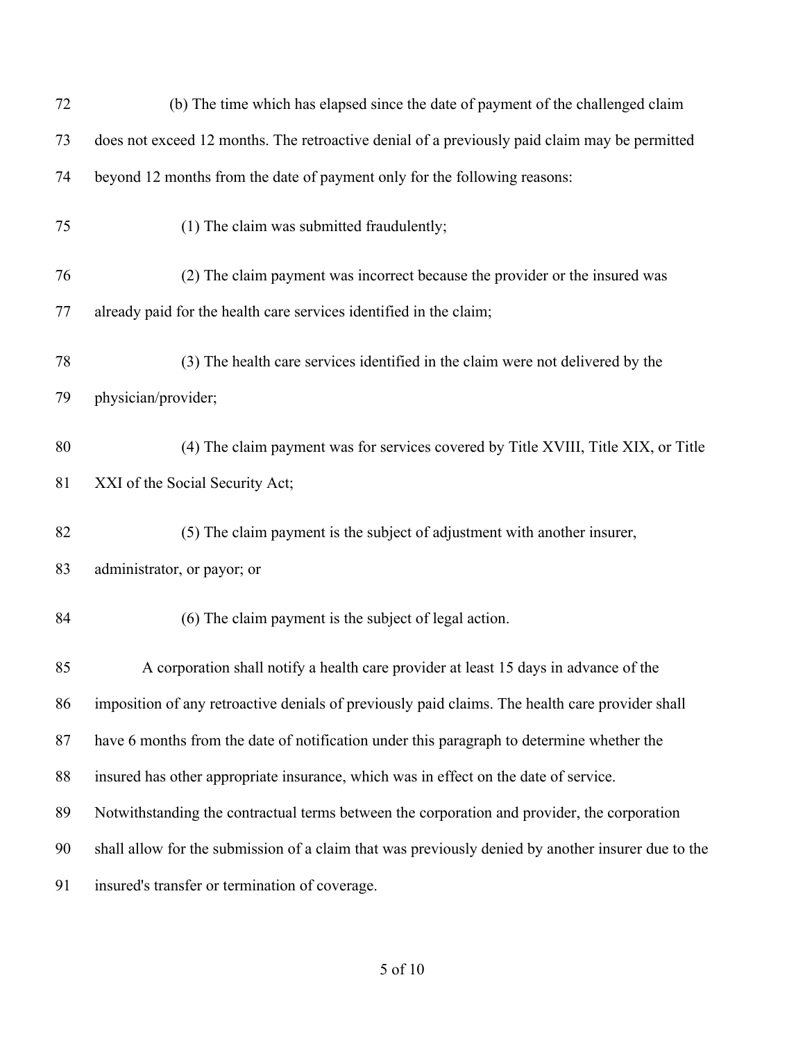(b) The time which has elapsed since the date of payment of the challenged claim does not exceed 12 months. The retroactive denial of a previously paid claim may be permitted beyond 12 months from the date of payment only for the following reasons:

(1) The claim was submitted fraudulently;

(2) The claim payment was incorrect because the provider or the insured was already paid for the health care services identified in the claim;

(3) The health care services identified in the claim were not delivered by the physician/provider;

(4) The claim payment was for services covered by Title XVIII, Title XIX, or Title XXI of the Social Security Act;

(5) The claim payment is the subject of adjustment with another insurer, administrator, or payor; or

(6) The claim payment is the subject of legal action.

A corporation shall notify a health care provider at least 15 days in advance of the imposition of any retroactive denials of previously paid claims. The health care provider shall have 6 months from the date of notification under this paragraph to determine whether the insured has other appropriate insurance, which was in effect on the date of service. Notwithstanding the contractual terms between the corporation and provider, the corporation shall allow for the submission of a claim that was previously denied by another insurer due to the insured's transfer or termination of coverage.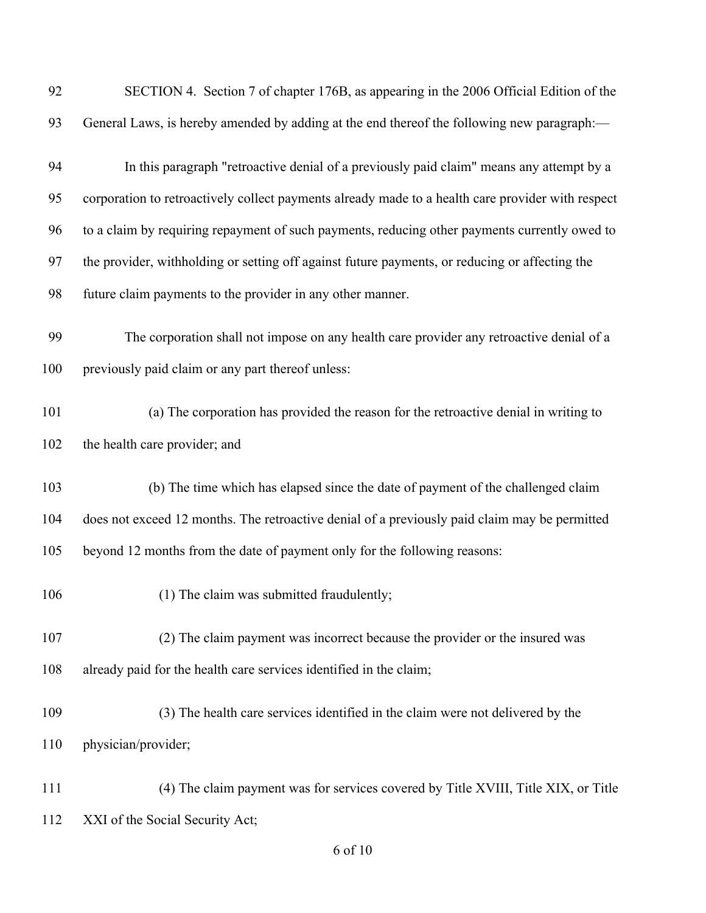SECTION 4. Section 7 of chapter 176B, as appearing in the 2006 Official Edition of the General Laws, is hereby amended by adding at the end thereof the following new paragraph:—

In this paragraph "retroactive denial of a previously paid claim" means any attempt by a corporation to retroactively collect payments already made to a health care provider with respect to a claim by requiring repayment of such payments, reducing other payments currently owed to the provider, withholding or setting off against future payments, or reducing or affecting the future claim payments to the provider in any other manner.

The corporation shall not impose on any health care provider any retroactive denial of a previously paid claim or any part thereof unless:

(a) The corporation has provided the reason for the retroactive denial in writing to the health care provider; and

(b) The time which has elapsed since the date of payment of the challenged claim does not exceed 12 months. The retroactive denial of a previously paid claim may be permitted beyond 12 months from the date of payment only for the following reasons:

(1) The claim was submitted fraudulently;

(2) The claim payment was incorrect because the provider or the insured was already paid for the health care services identified in the claim;

(3) The health care services identified in the claim were not delivered by the physician/provider;

(4) The claim payment was for services covered by Title XVIII, Title XIX, or Title XXI of the Social Security Act;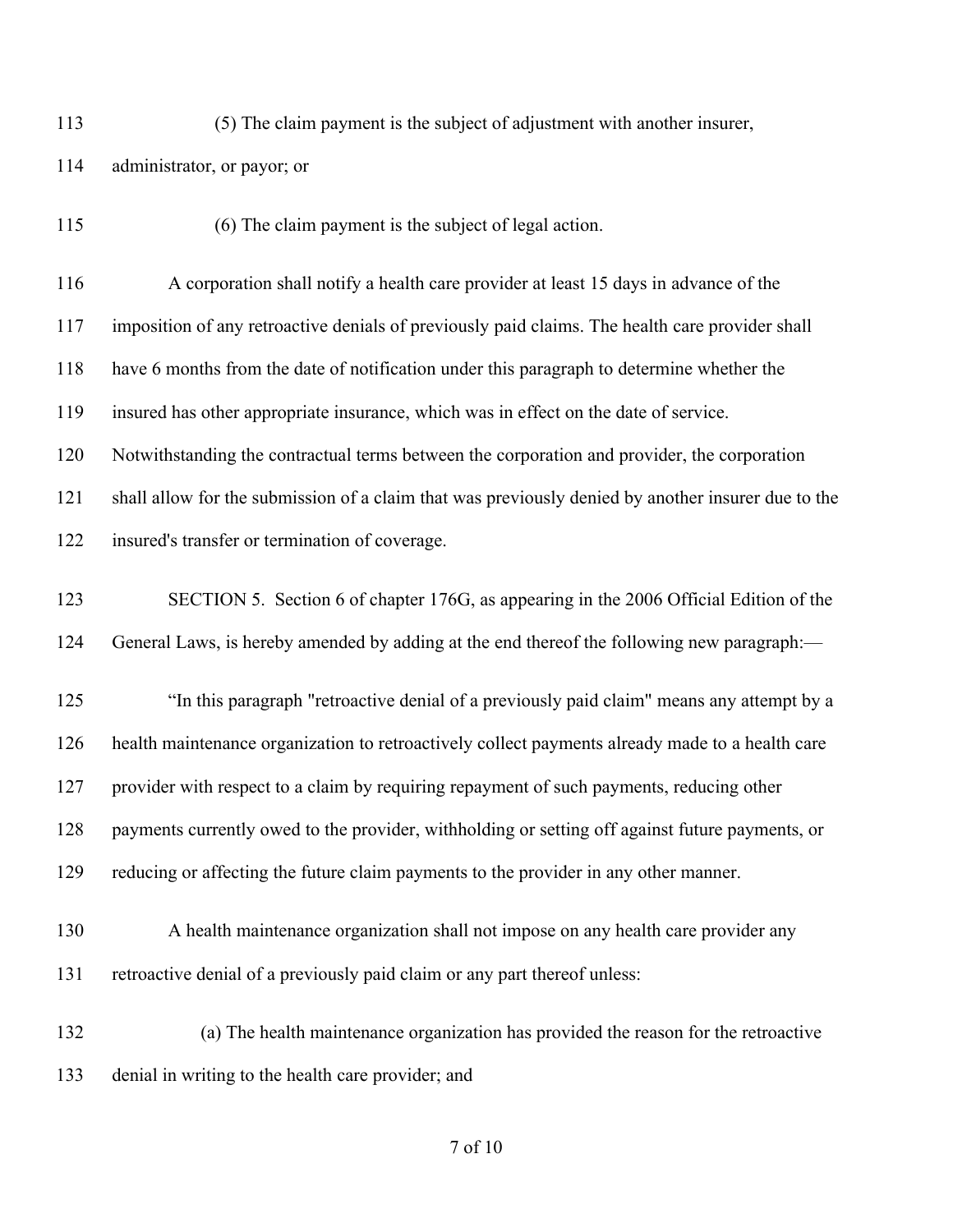(5) The claim payment is the subject of adjustment with another insurer, administrator, or payor; or

(6) The claim payment is the subject of legal action.

A corporation shall notify a health care provider at least 15 days in advance of the imposition of any retroactive denials of previously paid claims. The health care provider shall have 6 months from the date of notification under this paragraph to determine whether the insured has other appropriate insurance, which was in effect on the date of service. Notwithstanding the contractual terms between the corporation and provider, the corporation shall allow for the submission of a claim that was previously denied by another insurer due to the insured's transfer or termination of coverage.

SECTION 5. Section 6 of chapter 176G, as appearing in the 2006 Official Edition of the General Laws, is hereby amended by adding at the end thereof the following new paragraph:—

“In this paragraph "retroactive denial of a previously paid claim" means any attempt by a health maintenance organization to retroactively collect payments already made to a health care provider with respect to a claim by requiring repayment of such payments, reducing other payments currently owed to the provider, withholding or setting off against future payments, or reducing or affecting the future claim payments to the provider in any other manner.

A health maintenance organization shall not impose on any health care provider any retroactive denial of a previously paid claim or any part thereof unless:

(a) The health maintenance organization has provided the reason for the retroactive denial in writing to the health care provider; and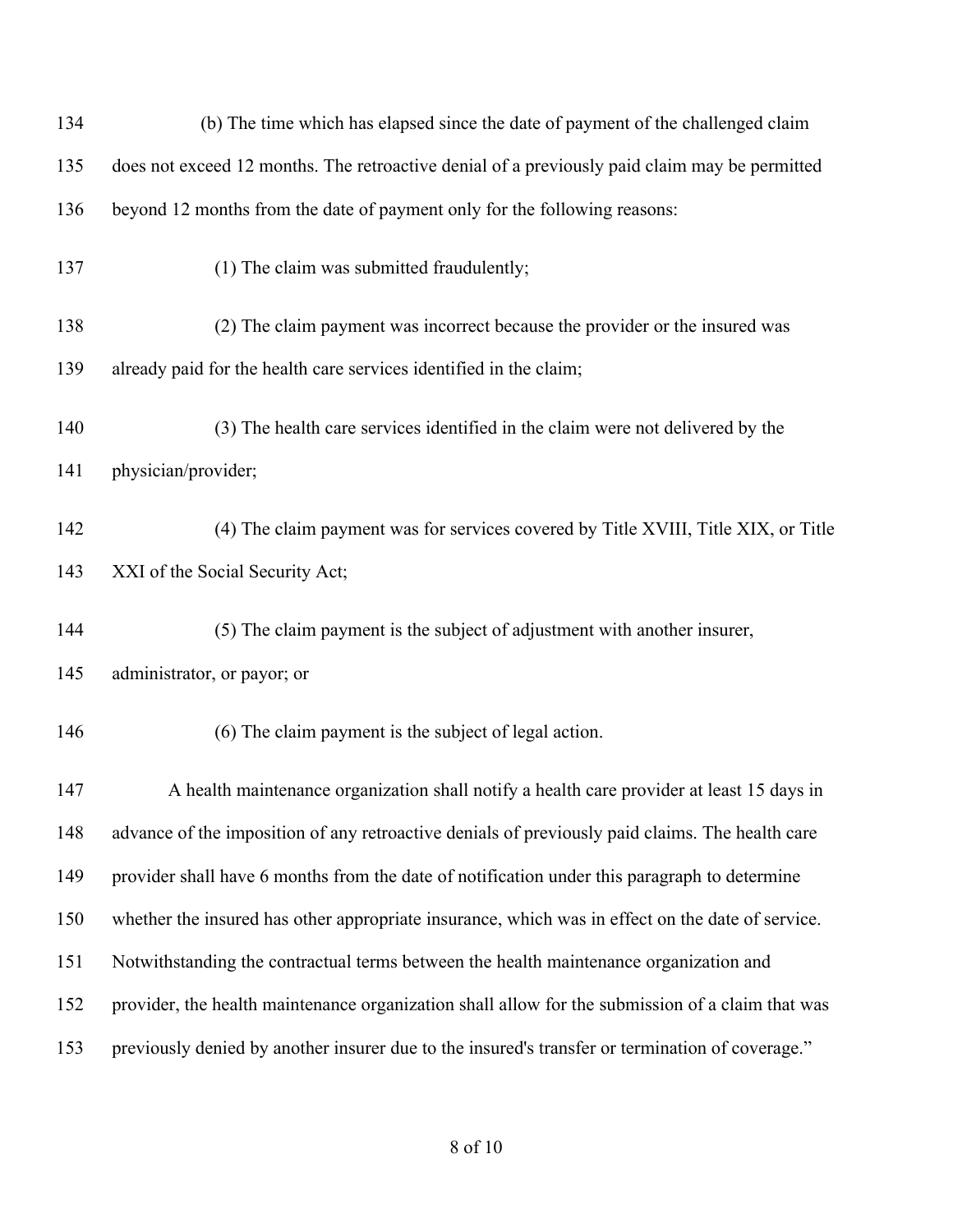(b) The time which has elapsed since the date of payment of the challenged claim does not exceed 12 months. The retroactive denial of a previously paid claim may be permitted beyond 12 months from the date of payment only for the following reasons:

(1) The claim was submitted fraudulently;

(2) The claim payment was incorrect because the provider or the insured was already paid for the health care services identified in the claim;

(3) The health care services identified in the claim were not delivered by the physician/provider;

(4) The claim payment was for services covered by Title XVIII, Title XIX, or Title XXI of the Social Security Act;

(5) The claim payment is the subject of adjustment with another insurer, administrator, or payor; or

(6) The claim payment is the subject of legal action.

A health maintenance organization shall notify a health care provider at least 15 days in advance of the imposition of any retroactive denials of previously paid claims. The health care provider shall have 6 months from the date of notification under this paragraph to determine whether the insured has other appropriate insurance, which was in effect on the date of service. Notwithstanding the contractual terms between the health maintenance organization and provider, the health maintenance organization shall allow for the submission of a claim that was previously denied by another insurer due to the insured's transfer or termination of coverage."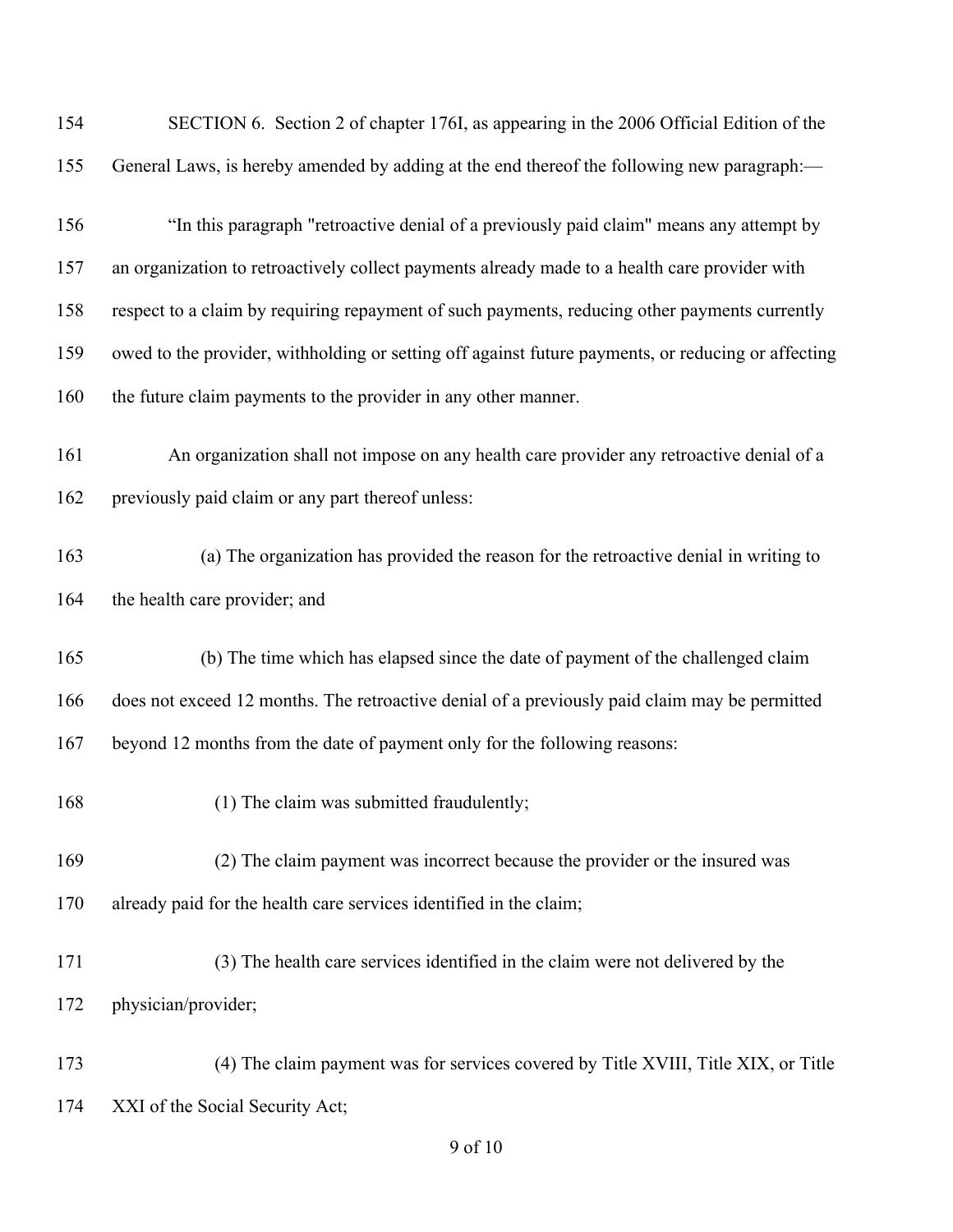SECTION 6. Section 2 of chapter 176I, as appearing in the 2006 Official Edition of the General Laws, is hereby amended by adding at the end thereof the following new paragraph:—

"In this paragraph "retroactive denial of a previously paid claim" means any attempt by an organization to retroactively collect payments already made to a health care provider with respect to a claim by requiring repayment of such payments, reducing other payments currently owed to the provider, withholding or setting off against future payments, or reducing or affecting the future claim payments to the provider in any other manner.

An organization shall not impose on any health care provider any retroactive denial of a previously paid claim or any part thereof unless:

(a) The organization has provided the reason for the retroactive denial in writing to the health care provider; and

(b) The time which has elapsed since the date of payment of the challenged claim does not exceed 12 months. The retroactive denial of a previously paid claim may be permitted beyond 12 months from the date of payment only for the following reasons:

(1) The claim was submitted fraudulently;

(2) The claim payment was incorrect because the provider or the insured was already paid for the health care services identified in the claim;

(3) The health care services identified in the claim were not delivered by the physician/provider;

(4) The claim payment was for services covered by Title XVIII, Title XIX, or Title XXI of the Social Security Act;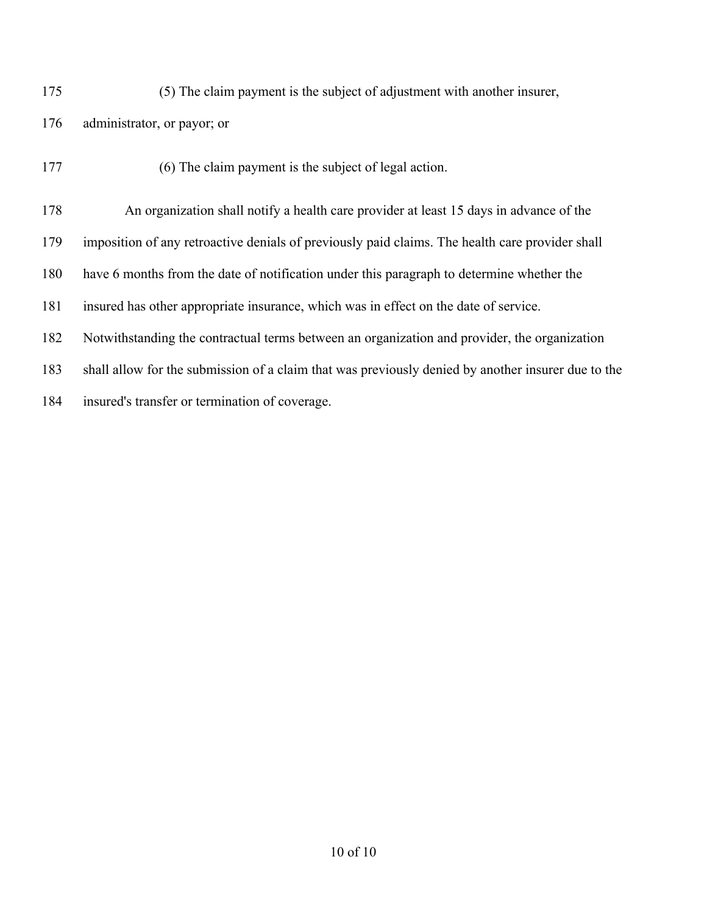(5) The claim payment is the subject of adjustment with another insurer, administrator, or payor; or

(6) The claim payment is the subject of legal action.

An organization shall notify a health care provider at least 15 days in advance of the imposition of any retroactive denials of previously paid claims. The health care provider shall have 6 months from the date of notification under this paragraph to determine whether the insured has other appropriate insurance, which was in effect on the date of service. Notwithstanding the contractual terms between an organization and provider, the organization shall allow for the submission of a claim that was previously denied by another insurer due to the insured's transfer or termination of coverage.